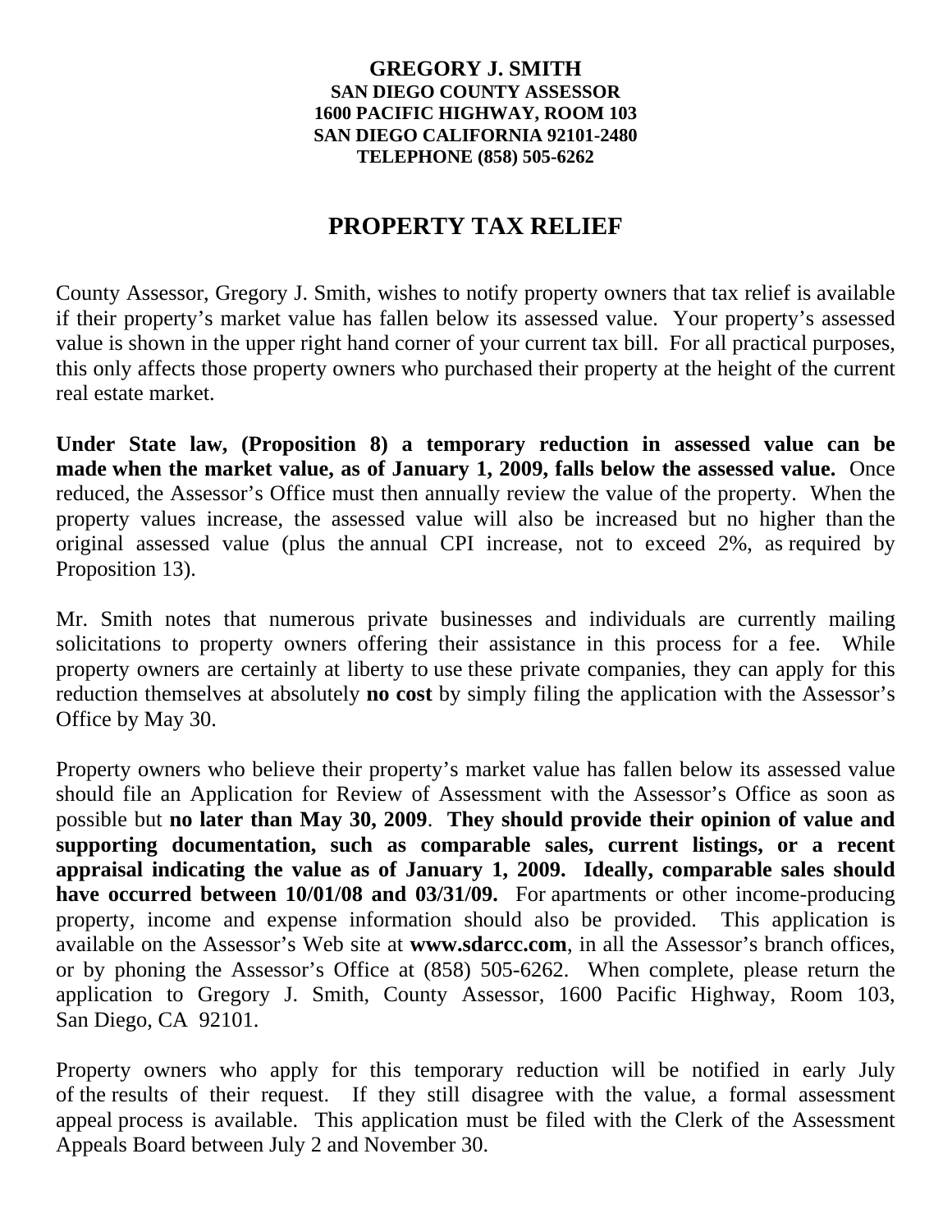**GREGORY J. SMITH**
**SAN DIEGO COUNTY ASSESSOR**
**1600 PACIFIC HIGHWAY, ROOM 103**
**SAN DIEGO CALIFORNIA 92101-2480**
**TELEPHONE (858) 505-6262**

# PROPERTY TAX RELIEF

County Assessor, Gregory J. Smith, wishes to notify property owners that tax relief is available if their property's market value has fallen below its assessed value. Your property's assessed value is shown in the upper right hand corner of your current tax bill. For all practical purposes, this only affects those property owners who purchased their property at the height of the current real estate market.

**Under State law, (Proposition 8) a temporary reduction in assessed value can be made when the market value, as of January 1, 2009, falls below the assessed value.** Once reduced, the Assessor's Office must then annually review the value of the property. When the property values increase, the assessed value will also be increased but no higher than the original assessed value (plus the annual CPI increase, not to exceed 2%, as required by Proposition 13).

Mr. Smith notes that numerous private businesses and individuals are currently mailing solicitations to property owners offering their assistance in this process for a fee. While property owners are certainly at liberty to use these private companies, they can apply for this reduction themselves at absolutely **no cost** by simply filing the application with the Assessor's Office by May 30.

Property owners who believe their property's market value has fallen below its assessed value should file an Application for Review of Assessment with the Assessor's Office as soon as possible but **no later than May 30, 2009**. **They should provide their opinion of value and supporting documentation, such as comparable sales, current listings, or a recent appraisal indicating the value as of January 1, 2009. Ideally, comparable sales should have occurred between 10/01/08 and 03/31/09.** For apartments or other income-producing property, income and expense information should also be provided. This application is available on the Assessor's Web site at **www.sdarcc.com**, in all the Assessor's branch offices, or by phoning the Assessor's Office at (858) 505-6262. When complete, please return the application to Gregory J. Smith, County Assessor, 1600 Pacific Highway, Room 103, San Diego, CA 92101.

Property owners who apply for this temporary reduction will be notified in early July of the results of their request. If they still disagree with the value, a formal assessment appeal process is available. This application must be filed with the Clerk of the Assessment Appeals Board between July 2 and November 30.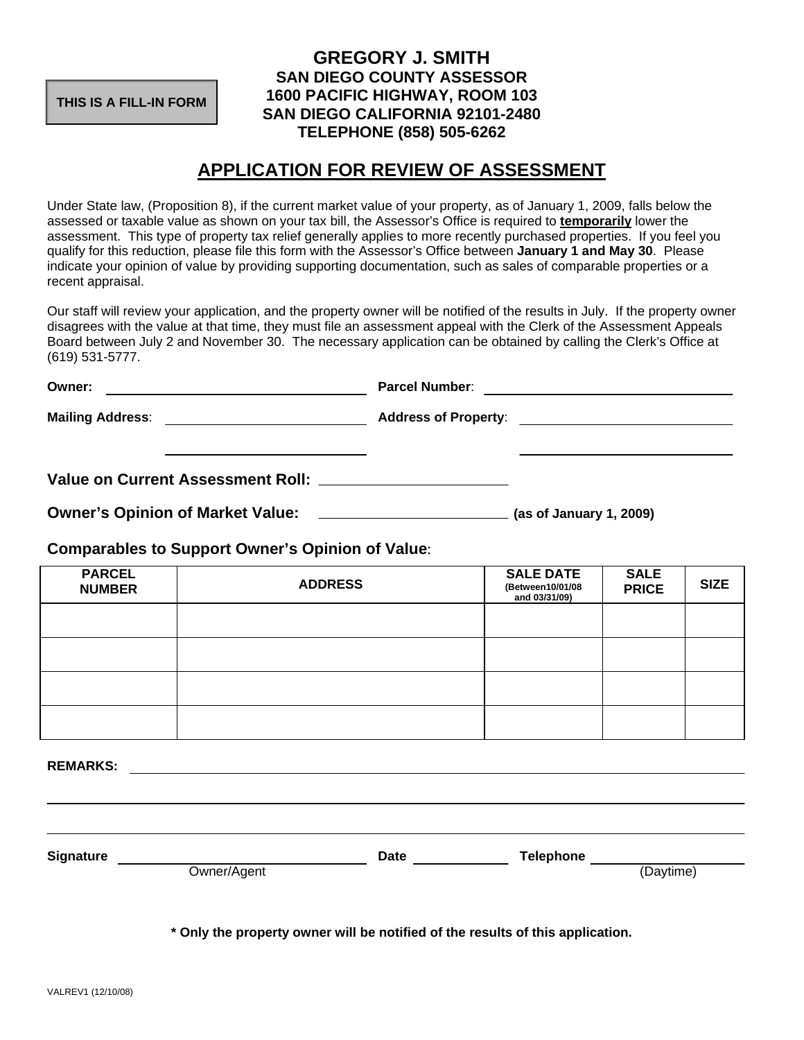THIS IS A FILL-IN FORM

**GREGORY J. SMITH**
**SAN DIEGO COUNTY ASSESSOR**
**1600 PACIFIC HIGHWAY, ROOM 103**
**SAN DIEGO CALIFORNIA 92101-2480**
**TELEPHONE (858) 505-6262**

# APPLICATION FOR REVIEW OF ASSESSMENT

Under State law, (Proposition 8), if the current market value of your property, as of January 1, 2009, falls below the assessed or taxable value as shown on your tax bill, the Assessor's Office is required to **temporarily** lower the assessment. This type of property tax relief generally applies to more recently purchased properties. If you feel you qualify for this reduction, please file this form with the Assessor's Office between **January 1 and May 30**. Please indicate your opinion of value by providing supporting documentation, such as sales of comparable properties or a recent appraisal.

Our staff will review your application, and the property owner will be notified of the results in July. If the property owner disagrees with the value at that time, they must file an assessment appeal with the Clerk of the Assessment Appeals Board between July 2 and November 30. The necessary application can be obtained by calling the Clerk's Office at (619) 531-5777.

**Owner:** ______________________ **Parcel Number**: ______________________

**Mailing Address**: ______________________ **Address of Property**: ______________________

______________________ ______________________

**Value on Current Assessment Roll:** ______________________

**Owner's Opinion of Market Value:** ______________________ **(as of January 1, 2009)**

**Comparables to Support Owner's Opinion of Value**:

| PARCEL NUMBER | ADDRESS | SALE DATE (Between10/01/08 and 03/31/09) | SALE PRICE | SIZE |
|---|---|---|---|---|
| | | | | |
| | | | | |
| | | | | |
| | | | | |

**REMARKS:** ______________________________________________

______________________________________________

______________________________________________

**Signature** ______________________ **Date** __________ **Telephone** ______________
Owner/Agent (Daytime)

**\* Only the property owner will be notified of the results of this application.**

VALREV1 (12/10/08)